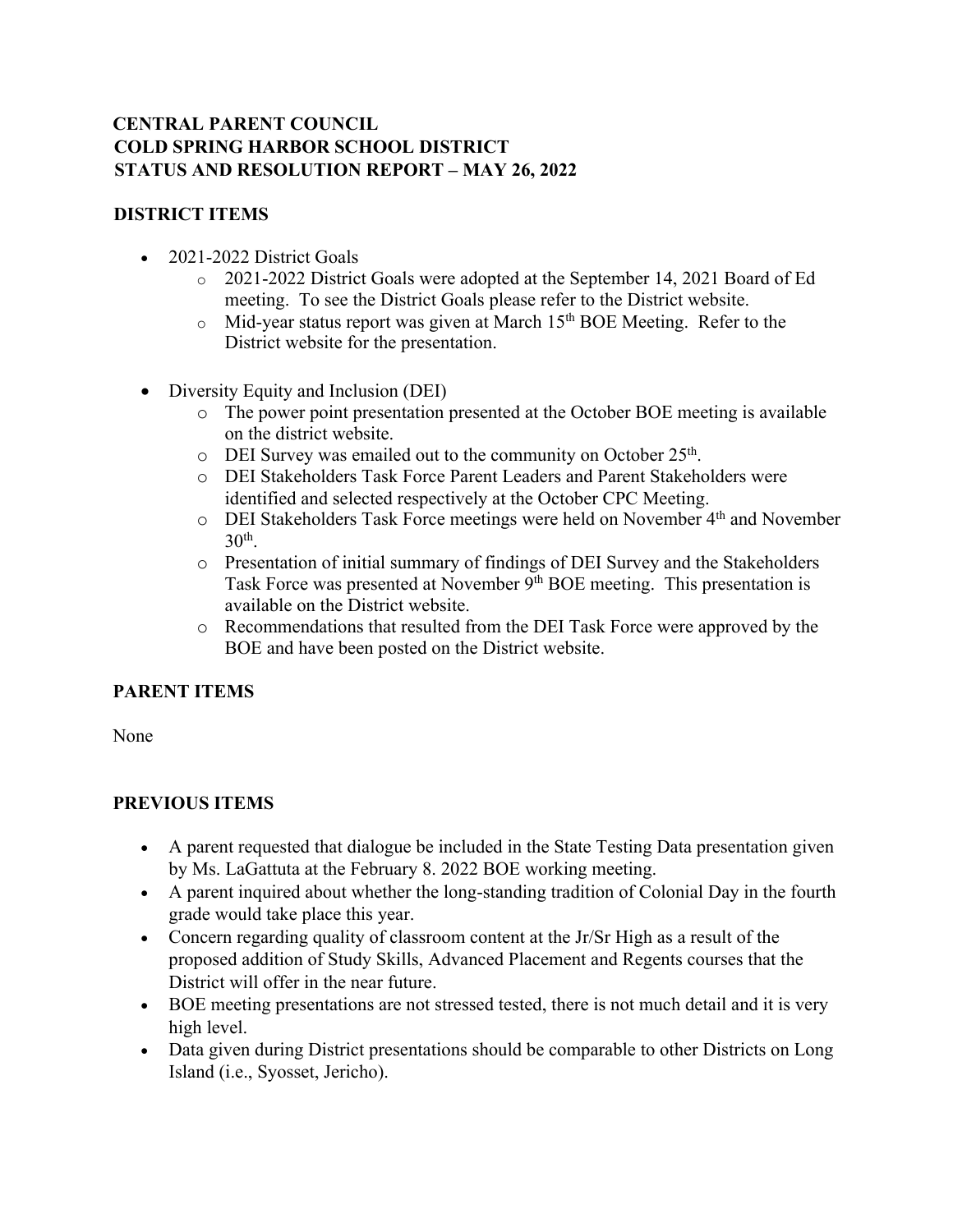# CENTRAL PARENT COUNCIL
# COLD SPRING HARBOR SCHOOL DISTRICT
# STATUS AND RESOLUTION REPORT – MAY 26, 2022

## DISTRICT ITEMS

- 2021-2022 District Goals
  - 2021-2022 District Goals were adopted at the September 14, 2021 Board of Ed meeting. To see the District Goals please refer to the District website.
  - Mid-year status report was given at March 15th BOE Meeting. Refer to the District website for the presentation.

- Diversity Equity and Inclusion (DEI)
  - The power point presentation presented at the October BOE meeting is available on the district website.
  - DEI Survey was emailed out to the community on October 25th.
  - DEI Stakeholders Task Force Parent Leaders and Parent Stakeholders were identified and selected respectively at the October CPC Meeting.
  - DEI Stakeholders Task Force meetings were held on November 4th and November 30th.
  - Presentation of initial summary of findings of DEI Survey and the Stakeholders Task Force was presented at November 9th BOE meeting. This presentation is available on the District website.
  - Recommendations that resulted from the DEI Task Force were approved by the BOE and have been posted on the District website.

## PARENT ITEMS

None

## PREVIOUS ITEMS

- A parent requested that dialogue be included in the State Testing Data presentation given by Ms. LaGattuta at the February 8. 2022 BOE working meeting.
- A parent inquired about whether the long-standing tradition of Colonial Day in the fourth grade would take place this year.
- Concern regarding quality of classroom content at the Jr/Sr High as a result of the proposed addition of Study Skills, Advanced Placement and Regents courses that the District will offer in the near future.
- BOE meeting presentations are not stressed tested, there is not much detail and it is very high level.
- Data given during District presentations should be comparable to other Districts on Long Island (i.e., Syosset, Jericho).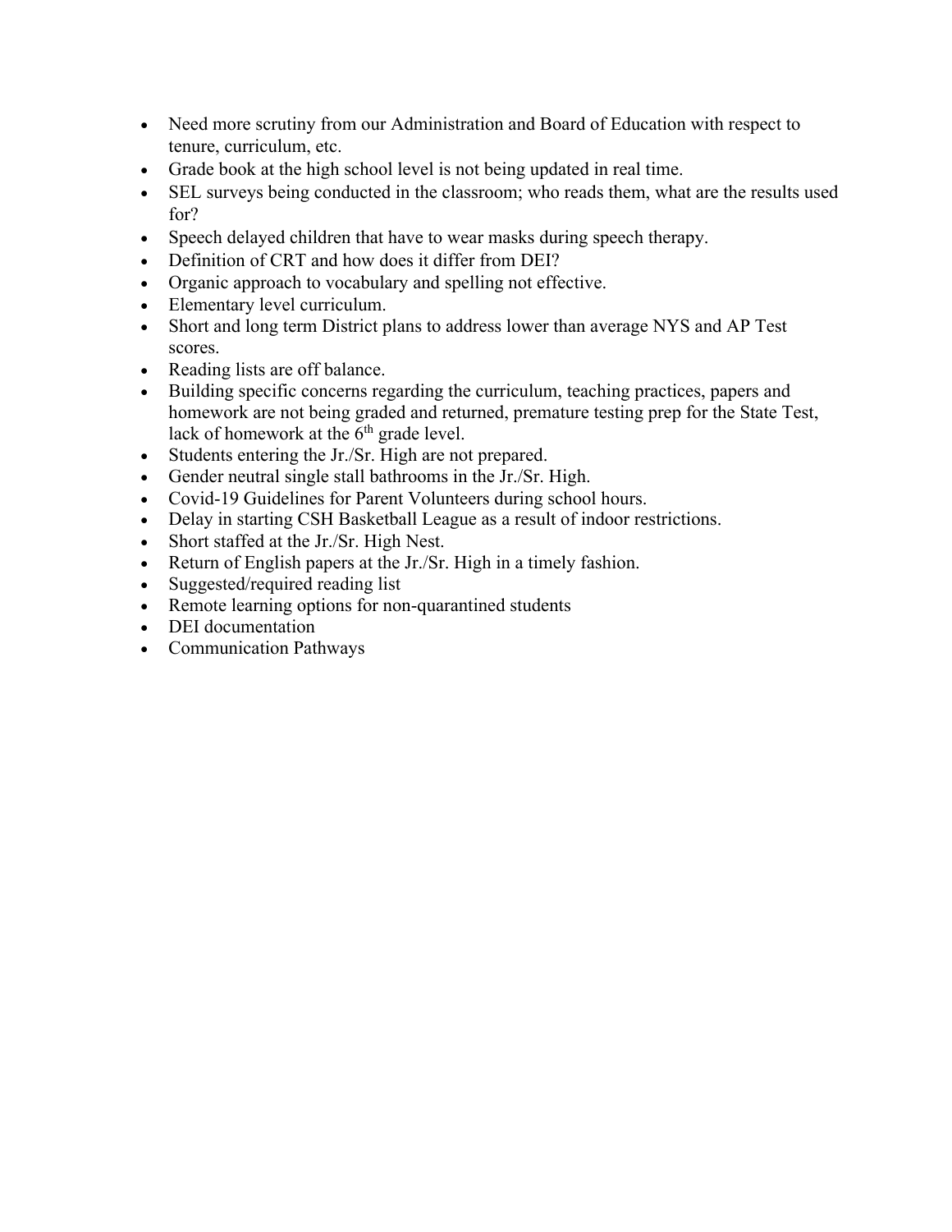- Need more scrutiny from our Administration and Board of Education with respect to tenure, curriculum, etc.
- Grade book at the high school level is not being updated in real time.
- SEL surveys being conducted in the classroom; who reads them, what are the results used for?
- Speech delayed children that have to wear masks during speech therapy.
- Definition of CRT and how does it differ from DEI?
- Organic approach to vocabulary and spelling not effective.
- Elementary level curriculum.
- Short and long term District plans to address lower than average NYS and AP Test scores.
- Reading lists are off balance.
- Building specific concerns regarding the curriculum, teaching practices, papers and homework are not being graded and returned, premature testing prep for the State Test, lack of homework at the 6th grade level.
- Students entering the Jr./Sr. High are not prepared.
- Gender neutral single stall bathrooms in the Jr./Sr. High.
- Covid-19 Guidelines for Parent Volunteers during school hours.
- Delay in starting CSH Basketball League as a result of indoor restrictions.
- Short staffed at the Jr./Sr. High Nest.
- Return of English papers at the Jr./Sr. High in a timely fashion.
- Suggested/required reading list
- Remote learning options for non-quarantined students
- DEI documentation
- Communication Pathways